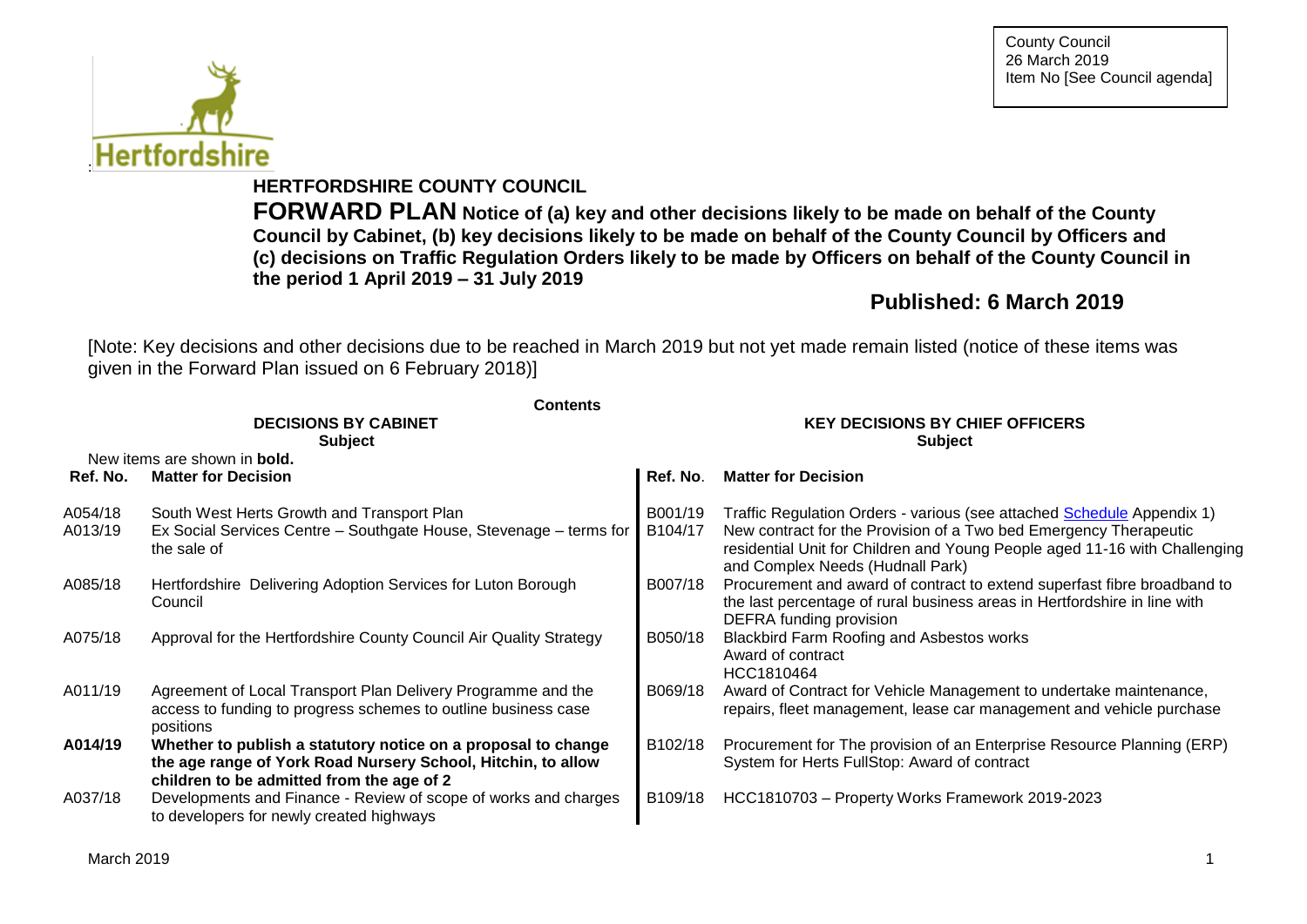County Council
26 March 2019
Item No [See Council agenda]

# HERTFORDSHIRE COUNTY COUNCIL

**FORWARD PLAN Notice of (a) key and other decisions likely to be made on behalf of the County Council by Cabinet, (b) key decisions likely to be made on behalf of the County Council by Officers and (c) decisions on Traffic Regulation Orders likely to be made by Officers on behalf of the County Council in the period 1 April 2019 – 31 July 2019**

## Published: 6 March 2019

[Note: Key decisions and other decisions due to be reached in March 2019 but not yet made remain listed (notice of these items was given in the Forward Plan issued on 6 February 2018)]

**Contents**

| DECISIONS BY CABINET Subject | | KEY DECISIONS BY CHIEF OFFICERS Subject | |
|---|---|---|---|
| New items are shown in **bold.** | | | |
| **Ref. No.** | **Matter for Decision** | **Ref. No.** | **Matter for Decision** |
| A054/18 | South West Herts Growth and Transport Plan | B001/19 | Traffic Regulation Orders - various (see attached Schedule Appendix 1) |
| A013/19 | Ex Social Services Centre – Southgate House, Stevenage – terms for the sale of | B104/17 | New contract for the Provision of a Two bed Emergency Therapeutic residential Unit for Children and Young People aged 11-16 with Challenging and Complex Needs (Hudnall Park) |
| A085/18 | Hertfordshire Delivering Adoption Services for Luton Borough Council | B007/18 | Procurement and award of contract to extend superfast fibre broadband to the last percentage of rural business areas in Hertfordshire in line with DEFRA funding provision |
| A075/18 | Approval for the Hertfordshire County Council Air Quality Strategy | B050/18 | Blackbird Farm Roofing and Asbestos works Award of contract HCC1810464 |
| A011/19 | Agreement of Local Transport Plan Delivery Programme and the access to funding to progress schemes to outline business case positions | B069/18 | Award of Contract for Vehicle Management to undertake maintenance, repairs, fleet management, lease car management and vehicle purchase |
| **A014/19** | **Whether to publish a statutory notice on a proposal to change the age range of York Road Nursery School, Hitchin, to allow children to be admitted from the age of 2** | B102/18 | Procurement for The provision of an Enterprise Resource Planning (ERP) System for Herts FullStop: Award of contract |
| A037/18 | Developments and Finance - Review of scope of works and charges to developers for newly created highways | B109/18 | HCC1810703 – Property Works Framework 2019-2023 |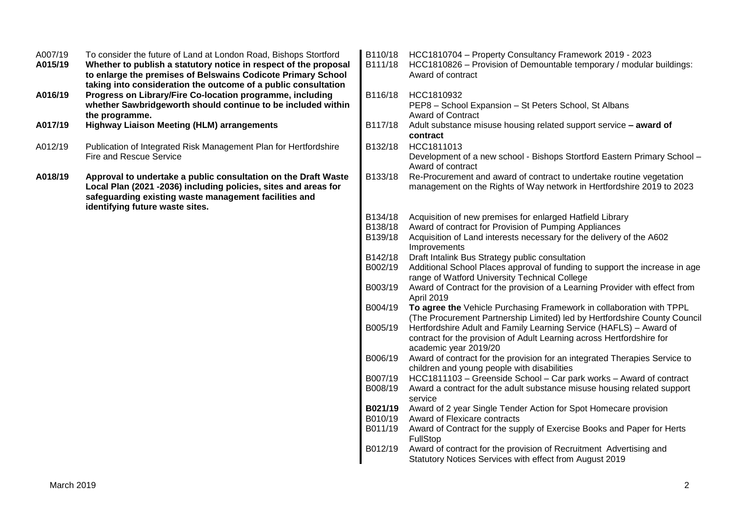A007/19 To consider the future of Land at London Road, Bishops Stortford

**A015/19 Whether to publish a statutory notice in respect of the proposal to enlarge the premises of Belswains Codicote Primary School taking into consideration the outcome of a public consultation**

**A016/19 Progress on Library/Fire Co-location programme, including whether Sawbridgeworth should continue to be included within the programme.**

**A017/19 Highway Liaison Meeting (HLM) arrangements**

A012/19 Publication of Integrated Risk Management Plan for Hertfordshire Fire and Rescue Service

**A018/19 Approval to undertake a public consultation on the Draft Waste Local Plan (2021 -2036) including policies, sites and areas for safeguarding existing waste management facilities and identifying future waste sites.**

B110/18 HCC1810704 – Property Consultancy Framework 2019 - 2023

B111/18 HCC1810826 – Provision of Demountable temporary / modular buildings: Award of contract

B116/18 HCC1810932
PEP8 – School Expansion – St Peters School, St Albans
Award of Contract

B117/18 Adult substance misuse housing related support service **– award of contract**

B132/18 HCC1811013
Development of a new school - Bishops Stortford Eastern Primary School – Award of contract

B133/18 Re-Procurement and award of contract to undertake routine vegetation management on the Rights of Way network in Hertfordshire 2019 to 2023

B134/18 Acquisition of new premises for enlarged Hatfield Library

B138/18 Award of contract for Provision of Pumping Appliances

B139/18 Acquisition of Land interests necessary for the delivery of the A602 Improvements

B142/18 Draft Intalink Bus Strategy public consultation

B002/19 Additional School Places approval of funding to support the increase in age range of Watford University Technical College

B003/19 Award of Contract for the provision of a Learning Provider with effect from April 2019

B004/19 **To agree the** Vehicle Purchasing Framework in collaboration with TPPL (The Procurement Partnership Limited) led by Hertfordshire County Council

B005/19 Hertfordshire Adult and Family Learning Service (HAFLS) – Award of contract for the provision of Adult Learning across Hertfordshire for academic year 2019/20

B006/19 Award of contract for the provision for an integrated Therapies Service to children and young people with disabilities

B007/19 HCC1811103 – Greenside School – Car park works – Award of contract

B008/19 Award a contract for the adult substance misuse housing related support service

**B021/19** Award of 2 year Single Tender Action for Spot Homecare provision

B010/19 Award of Flexicare contracts

B011/19 Award of Contract for the supply of Exercise Books and Paper for Herts FullStop

B012/19 Award of contract for the provision of Recruitment Advertising and Statutory Notices Services with effect from August 2019

March 2019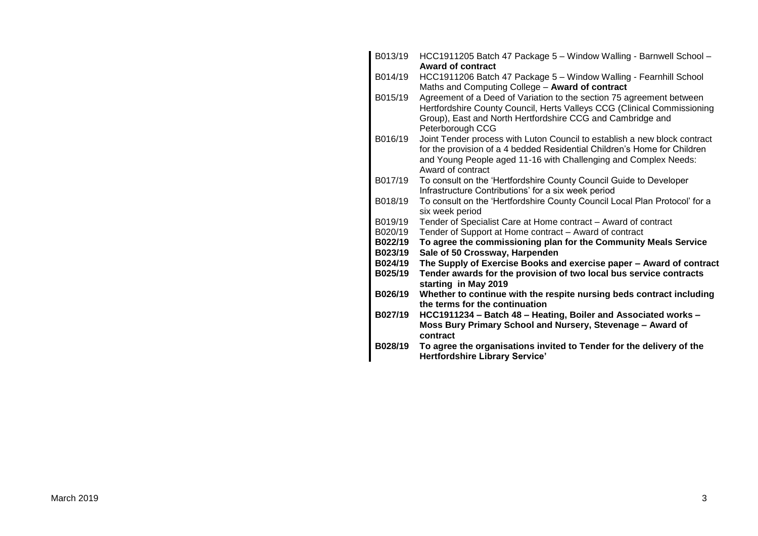B013/19 HCC1911205 Batch 47 Package 5 – Window Walling - Barnwell School – **Award of contract**

B014/19 HCC1911206 Batch 47 Package 5 – Window Walling - Fearnhill School Maths and Computing College – **Award of contract**

B015/19 Agreement of a Deed of Variation to the section 75 agreement between Hertfordshire County Council, Herts Valleys CCG (Clinical Commissioning Group), East and North Hertfordshire CCG and Cambridge and Peterborough CCG

B016/19 Joint Tender process with Luton Council to establish a new block contract for the provision of a 4 bedded Residential Children's Home for Children and Young People aged 11-16 with Challenging and Complex Needs: Award of contract

B017/19 To consult on the 'Hertfordshire County Council Guide to Developer Infrastructure Contributions' for a six week period

B018/19 To consult on the 'Hertfordshire County Council Local Plan Protocol' for a six week period

B019/19 Tender of Specialist Care at Home contract – Award of contract

B020/19 Tender of Support at Home contract – Award of contract

**B022/19 To agree the commissioning plan for the Community Meals Service**

**B023/19 Sale of 50 Crossway, Harpenden**

**B024/19 The Supply of Exercise Books and exercise paper – Award of contract**

**B025/19 Tender awards for the provision of two local bus service contracts starting in May 2019**

**B026/19 Whether to continue with the respite nursing beds contract including the terms for the continuation**

**B027/19 HCC1911234 – Batch 48 – Heating, Boiler and Associated works – Moss Bury Primary School and Nursery, Stevenage – Award of contract**

**B028/19 To agree the organisations invited to Tender for the delivery of the Hertfordshire Library Service'**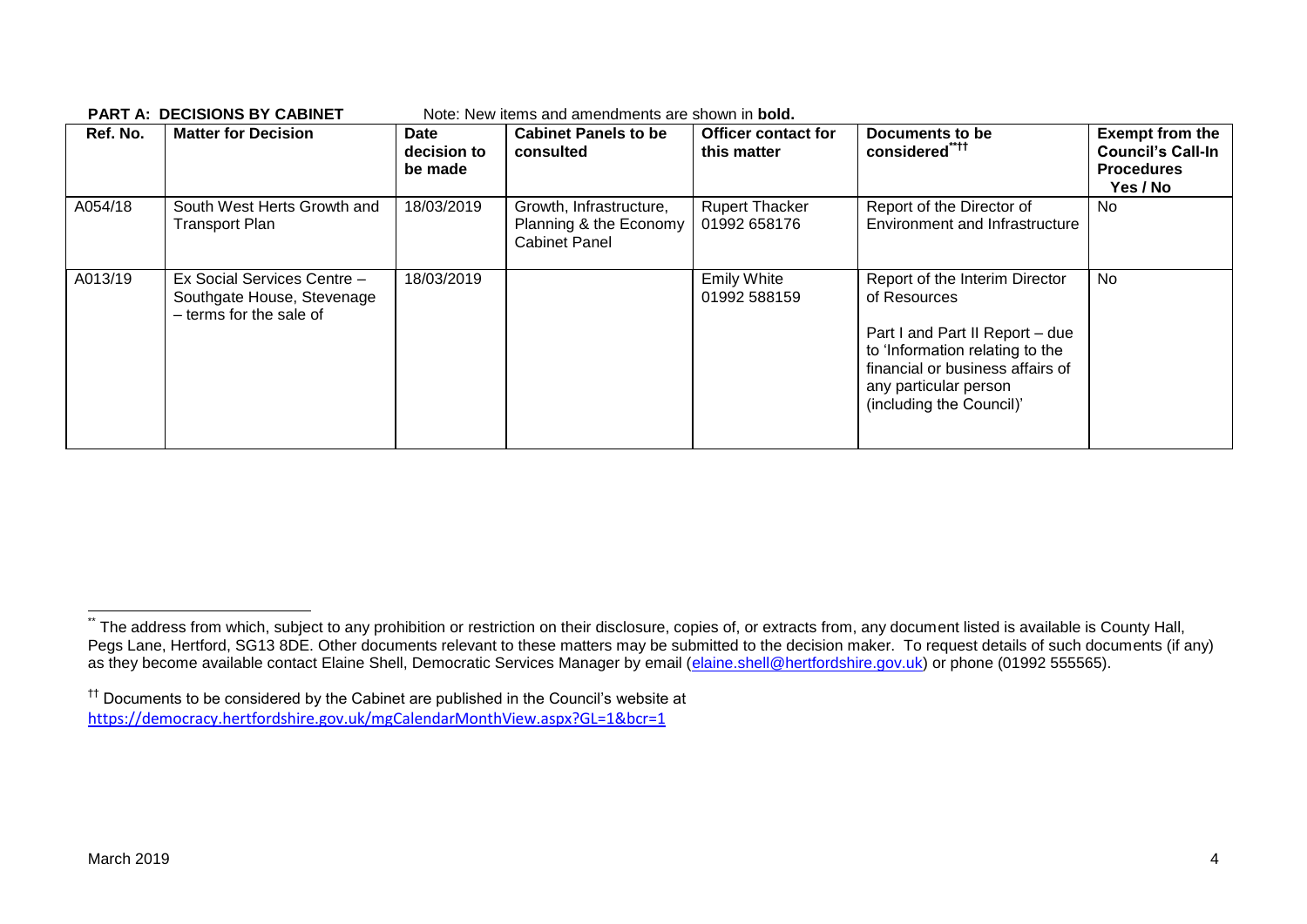**PART A: DECISIONS BY CABINET** Note: New items and amendments are shown in **bold.**

| Ref. No. | Matter for Decision | Date decision to be made | Cabinet Panels to be consulted | Officer contact for this matter | Documents to be considered[**††] | Exempt from the Council's Call-In Procedures Yes / No |
|---|---|---|---|---|---|---|
| A054/18 | South West Herts Growth and Transport Plan | 18/03/2019 | Growth, Infrastructure, Planning & the Economy Cabinet Panel | Rupert Thacker 01992 658176 | Report of the Director of Environment and Infrastructure | No |
| A013/19 | Ex Social Services Centre – Southgate House, Stevenage – terms for the sale of | 18/03/2019 | | Emily White 01992 588159 | Report of the Interim Director of Resources<br><br>Part I and Part II Report – due to 'Information relating to the financial or business affairs of any particular person (including the Council)' | No |

[**] The address from which, subject to any prohibition or restriction on their disclosure, copies of, or extracts from, any document listed is available is County Hall, Pegs Lane, Hertford, SG13 8DE. Other documents relevant to these matters may be submitted to the decision maker. To request details of such documents (if any) as they become available contact Elaine Shell, Democratic Services Manager by email (elaine.shell@hertfordshire.gov.uk) or phone (01992 555565).

[††] Documents to be considered by the Cabinet are published in the Council's website at https://democracy.hertfordshire.gov.uk/mgCalendarMonthView.aspx?GL=1&bcr=1

March 2019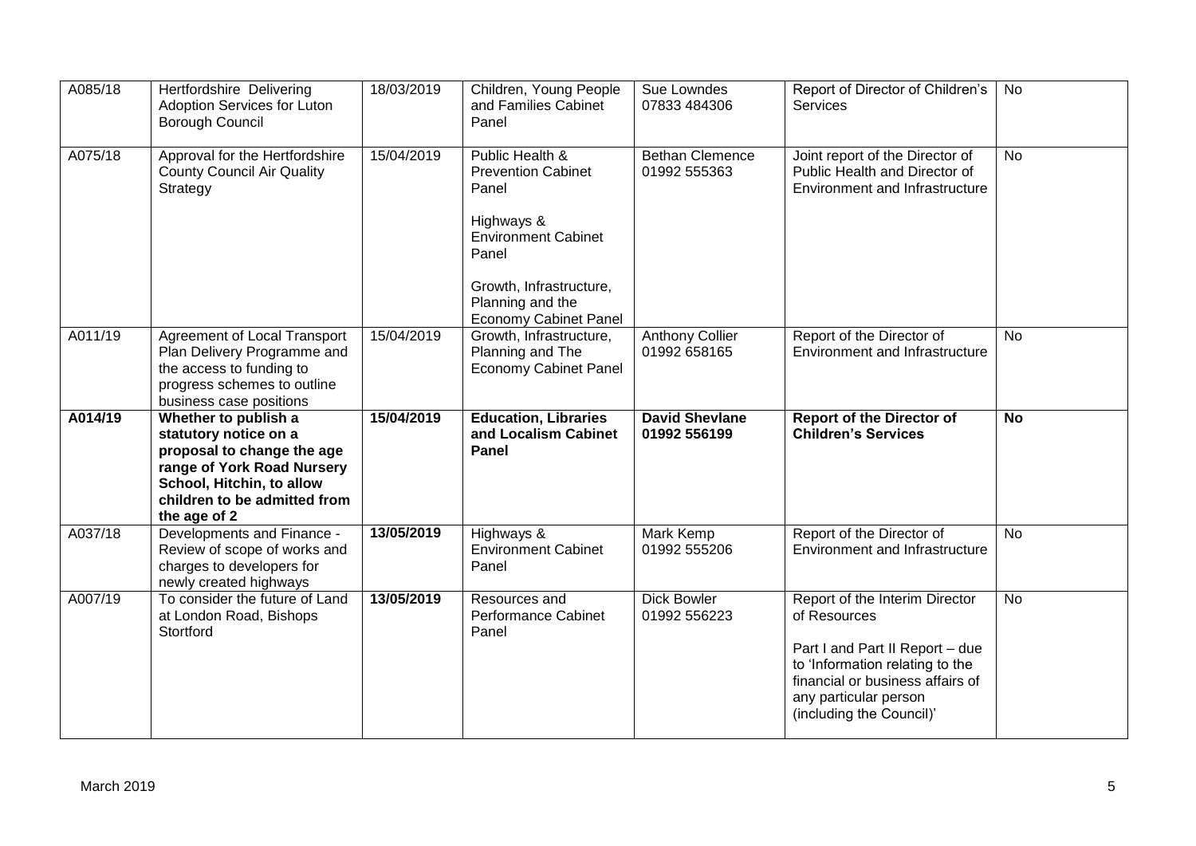| A085/18 | Hertfordshire Delivering Adoption Services for Luton Borough Council | 18/03/2019 | Children, Young People and Families Cabinet Panel | Sue Lowndes 07833 484306 | Report of Director of Children's Services | No |
|---|---|---|---|---|---|---|
| A075/18 | Approval for the Hertfordshire County Council Air Quality Strategy | 15/04/2019 | Public Health & Prevention Cabinet Panel<br><br>Highways & Environment Cabinet Panel<br><br>Growth, Infrastructure, Planning and the Economy Cabinet Panel | Bethan Clemence 01992 555363 | Joint report of the Director of Public Health and Director of Environment and Infrastructure | No |
| A011/19 | Agreement of Local Transport Plan Delivery Programme and the access to funding to progress schemes to outline business case positions | 15/04/2019 | Growth, Infrastructure, Planning and The Economy Cabinet Panel | Anthony Collier 01992 658165 | Report of the Director of Environment and Infrastructure | No |
| **A014/19** | **Whether to publish a statutory notice on a proposal to change the age range of York Road Nursery School, Hitchin, to allow children to be admitted from the age of 2** | **15/04/2019** | **Education, Libraries and Localism Cabinet Panel** | **David Shevlane 01992 556199** | **Report of the Director of Children's Services** | **No** |
| A037/18 | Developments and Finance - Review of scope of works and charges to developers for newly created highways | **13/05/2019** | Highways & Environment Cabinet Panel | Mark Kemp 01992 555206 | Report of the Director of Environment and Infrastructure | No |
| A007/19 | To consider the future of Land at London Road, Bishops Stortford | **13/05/2019** | Resources and Performance Cabinet Panel | Dick Bowler 01992 556223 | Report of the Interim Director of Resources<br><br>Part I and Part II Report – due to 'Information relating to the financial or business affairs of any particular person (including the Council)' | No |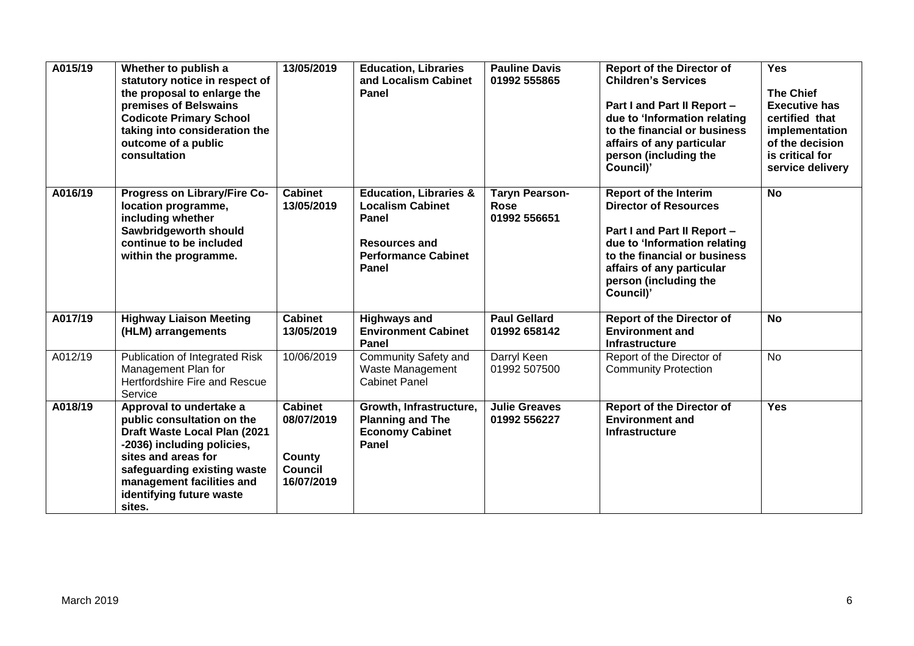| | | | | | | |
|---|---|---|---|---|---|---|
| **A015/19** | **Whether to publish a statutory notice in respect of the proposal to enlarge the premises of Belswains Codicote Primary School taking into consideration the outcome of a public consultation** | **13/05/2019** | **Education, Libraries and Localism Cabinet Panel** | **Pauline Davis 01992 555865** | **Report of the Director of Children's Services**<br><br>**Part I and Part II Report – due to 'Information relating to the financial or business affairs of any particular person (including the Council)'** | **Yes**<br><br>**The Chief Executive has certified that implementation of the decision is critical for service delivery** |
| **A016/19** | **Progress on Library/Fire Co-location programme, including whether Sawbridgeworth should continue to be included within the programme.** | **Cabinet 13/05/2019** | **Education, Libraries & Localism Cabinet Panel**<br><br>**Resources and Performance Cabinet Panel** | **Taryn Pearson-Rose 01992 556651** | **Report of the Interim Director of Resources**<br><br>**Part I and Part II Report – due to 'Information relating to the financial or business affairs of any particular person (including the Council)'** | **No** |
| **A017/19** | **Highway Liaison Meeting (HLM) arrangements** | **Cabinet 13/05/2019** | **Highways and Environment Cabinet Panel** | **Paul Gellard 01992 658142** | **Report of the Director of Environment and Infrastructure** | **No** |
| A012/19 | Publication of Integrated Risk Management Plan for Hertfordshire Fire and Rescue Service | 10/06/2019 | Community Safety and Waste Management Cabinet Panel | Darryl Keen 01992 507500 | Report of the Director of Community Protection | No |
| **A018/19** | **Approval to undertake a public consultation on the Draft Waste Local Plan (2021 -2036) including policies, sites and areas for safeguarding existing waste management facilities and identifying future waste sites.** | **Cabinet 08/07/2019**<br><br>**County Council 16/07/2019** | **Growth, Infrastructure, Planning and The Economy Cabinet Panel** | **Julie Greaves 01992 556227** | **Report of the Director of Environment and Infrastructure** | **Yes** |

March 2019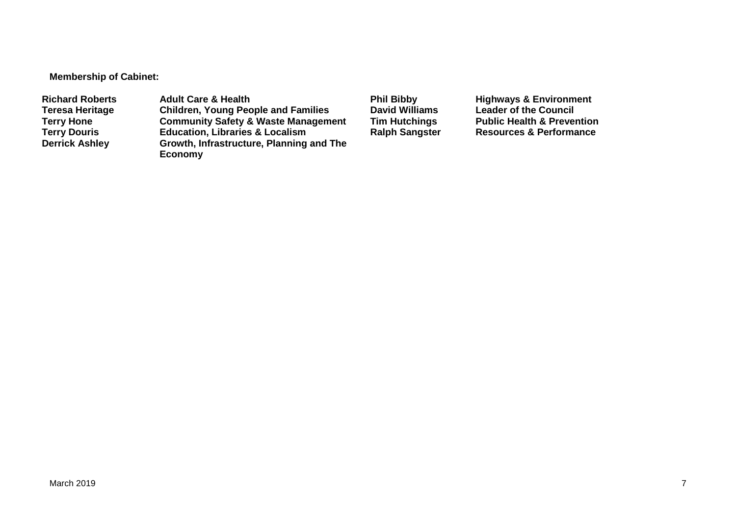**Membership of Cabinet:**

| | | | |
|---|---|---|---|
| **Richard Roberts** | **Adult Care & Health** | **Phil Bibby** | **Highways & Environment** |
| **Teresa Heritage** | **Children, Young People and Families** | **David Williams** | **Leader of the Council** |
| **Terry Hone** | **Community Safety & Waste Management** | **Tim Hutchings** | **Public Health & Prevention** |
| **Terry Douris** | **Education, Libraries & Localism** | **Ralph Sangster** | **Resources & Performance** |
| **Derrick Ashley** | **Growth, Infrastructure, Planning and The Economy** | | |

March 2019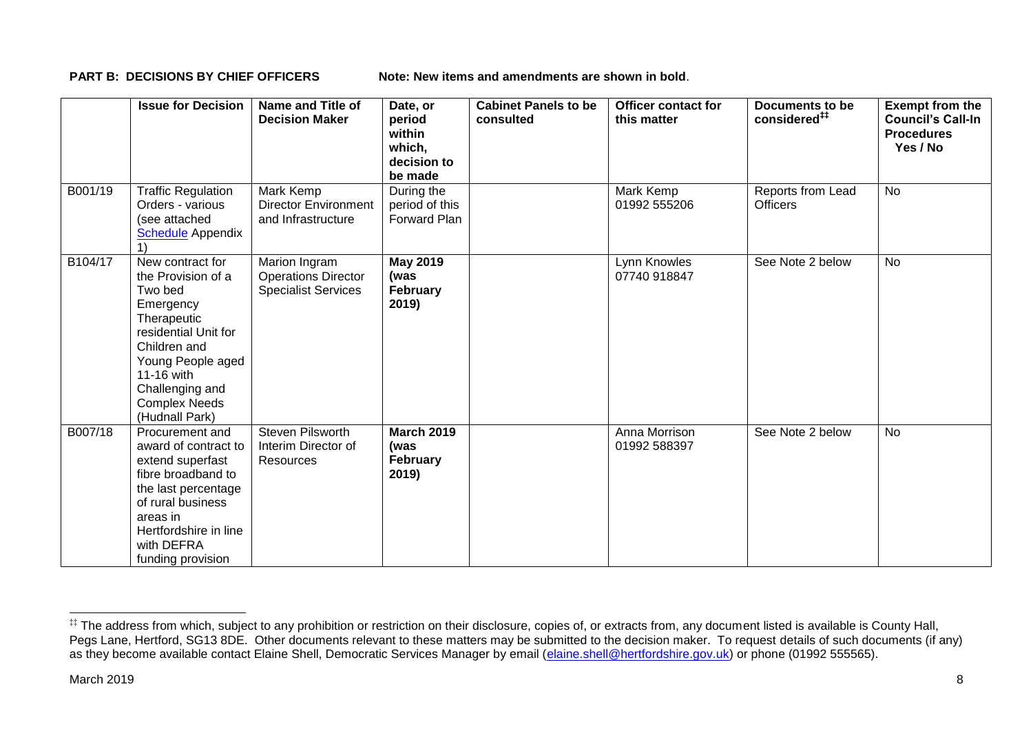**PART B: DECISIONS BY CHIEF OFFICERS** Note: New items and amendments are shown in **bold**.

| | Issue for Decision | Name and Title of Decision Maker | Date, or period within which, decision to be made | Cabinet Panels to be consulted | Officer contact for this matter | Documents to be considered[‡‡] | Exempt from the Council's Call-In Procedures Yes / No |
|---|---|---|---|---|---|---|---|
| B001/19 | Traffic Regulation Orders - various (see attached Schedule Appendix 1) | Mark Kemp Director Environment and Infrastructure | During the period of this Forward Plan | | Mark Kemp 01992 555206 | Reports from Lead Officers | No |
| B104/17 | New contract for the Provision of a Two bed Emergency Therapeutic residential Unit for Children and Young People aged 11-16 with Challenging and Complex Needs (Hudnall Park) | Marion Ingram Operations Director Specialist Services | **May 2019 (was February 2019)** | | Lynn Knowles 07740 918847 | See Note 2 below | No |
| B007/18 | Procurement and award of contract to extend superfast fibre broadband to the last percentage of rural business areas in Hertfordshire in line with DEFRA funding provision | Steven Pilsworth Interim Director of Resources | **March 2019 (was February 2019)** | | Anna Morrison 01992 588397 | See Note 2 below | No |

[‡‡] The address from which, subject to any prohibition or restriction on their disclosure, copies of, or extracts from, any document listed is available is County Hall, Pegs Lane, Hertford, SG13 8DE. Other documents relevant to these matters may be submitted to the decision maker. To request details of such documents (if any) as they become available contact Elaine Shell, Democratic Services Manager by email (elaine.shell@hertfordshire.gov.uk) or phone (01992 555565).

March 2019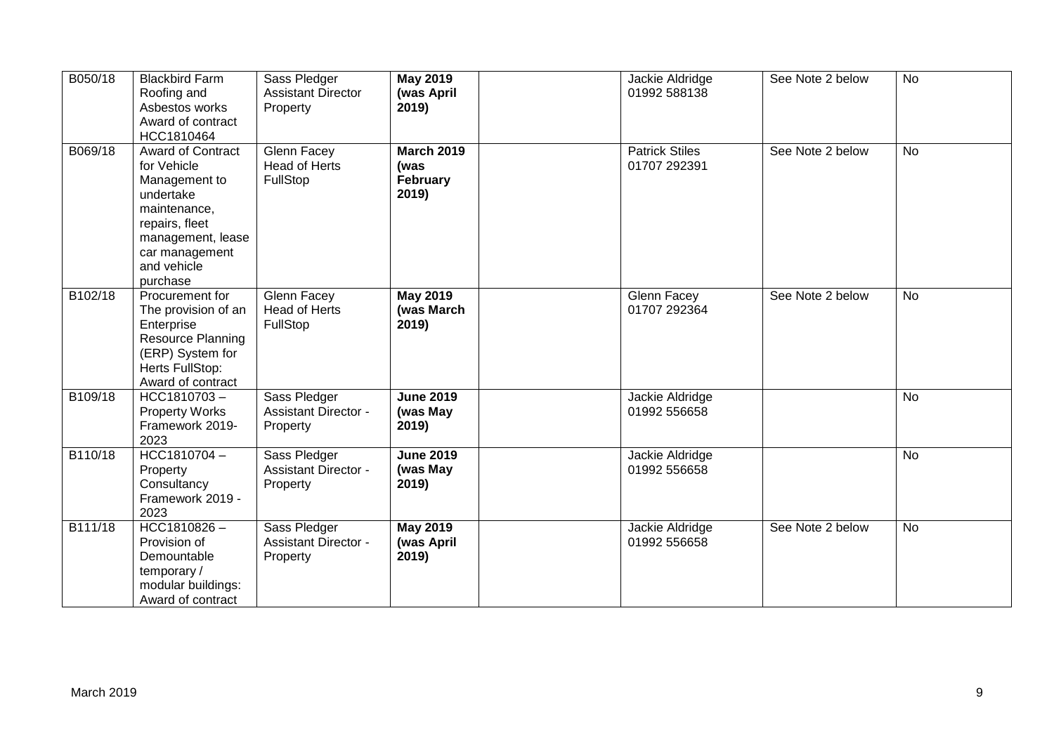| B050/18 | Blackbird Farm Roofing and Asbestos works Award of contract HCC1810464 | Sass Pledger Assistant Director Property | **May 2019 (was April 2019)** | | Jackie Aldridge 01992 588138 | See Note 2 below | No |
|---|---|---|---|---|---|---|---|
| B069/18 | Award of Contract for Vehicle Management to undertake maintenance, repairs, fleet management, lease car management and vehicle purchase | Glenn Facey Head of Herts FullStop | **March 2019 (was February 2019)** | | Patrick Stiles 01707 292391 | See Note 2 below | No |
| B102/18 | Procurement for The provision of an Enterprise Resource Planning (ERP) System for Herts FullStop: Award of contract | Glenn Facey Head of Herts FullStop | **May 2019 (was March 2019)** | | Glenn Facey 01707 292364 | See Note 2 below | No |
| B109/18 | HCC1810703 – Property Works Framework 2019-2023 | Sass Pledger Assistant Director - Property | **June 2019 (was May 2019)** | | Jackie Aldridge 01992 556658 | | No |
| B110/18 | HCC1810704 – Property Consultancy Framework 2019 - 2023 | Sass Pledger Assistant Director - Property | **June 2019 (was May 2019)** | | Jackie Aldridge 01992 556658 | | No |
| B111/18 | HCC1810826 – Provision of Demountable temporary / modular buildings: Award of contract | Sass Pledger Assistant Director - Property | **May 2019 (was April 2019)** | | Jackie Aldridge 01992 556658 | See Note 2 below | No |

March 2019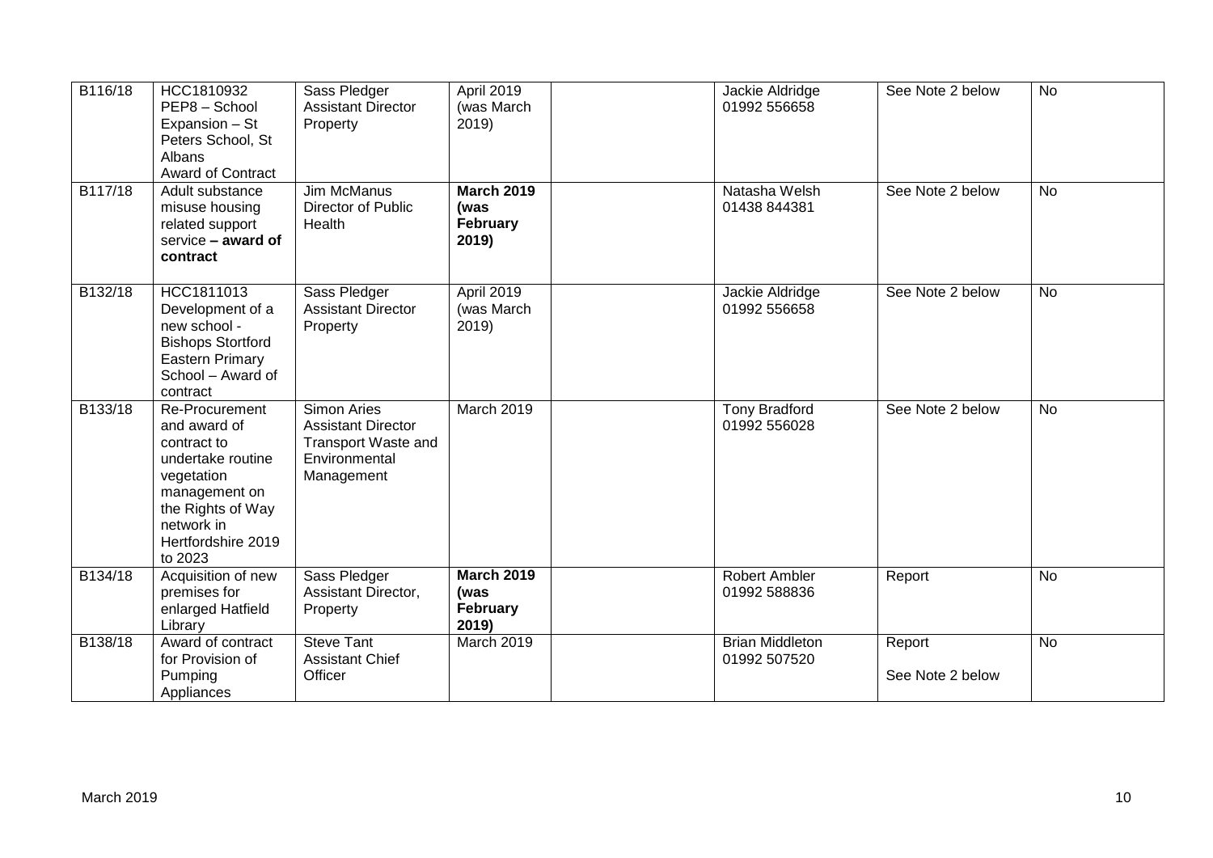| | | | | | | | |
|---|---|---|---|---|---|---|---|
| B116/18 | HCC1810932 PEP8 – School Expansion – St Peters School, St Albans Award of Contract | Sass Pledger Assistant Director Property | April 2019 (was March 2019) | | Jackie Aldridge 01992 556658 | See Note 2 below | No |
| B117/18 | Adult substance misuse housing related support service **– award of contract** | Jim McManus Director of Public Health | **March 2019 (was February 2019)** | | Natasha Welsh 01438 844381 | See Note 2 below | No |
| B132/18 | HCC1811013 Development of a new school - Bishops Stortford Eastern Primary School – Award of contract | Sass Pledger Assistant Director Property | April 2019 (was March 2019) | | Jackie Aldridge 01992 556658 | See Note 2 below | No |
| B133/18 | Re-Procurement and award of contract to undertake routine vegetation management on the Rights of Way network in Hertfordshire 2019 to 2023 | Simon Aries Assistant Director Transport Waste and Environmental Management | March 2019 | | Tony Bradford 01992 556028 | See Note 2 below | No |
| B134/18 | Acquisition of new premises for enlarged Hatfield Library | Sass Pledger Assistant Director, Property | **March 2019 (was February 2019)** | | Robert Ambler 01992 588836 | Report | No |
| B138/18 | Award of contract for Provision of Pumping Appliances | Steve Tant Assistant Chief Officer | March 2019 | | Brian Middleton 01992 507520 | Report<br><br>See Note 2 below | No |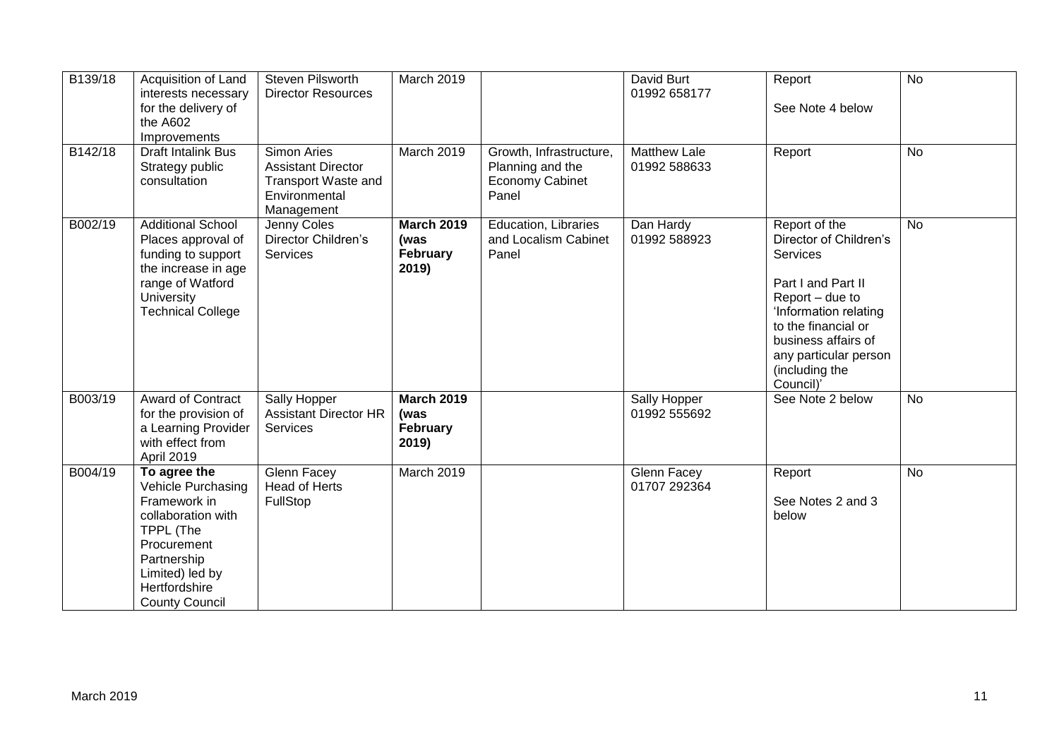| B139/18 | Acquisition of Land interests necessary for the delivery of the A602 Improvements | Steven Pilsworth Director Resources | March 2019 | | David Burt 01992 658177 | Report<br><br>See Note 4 below | No |
|---|---|---|---|---|---|---|---|
| B142/18 | Draft Intalink Bus Strategy public consultation | Simon Aries Assistant Director Transport Waste and Environmental Management | March 2019 | Growth, Infrastructure, Planning and the Economy Cabinet Panel | Matthew Lale 01992 588633 | Report | No |
| B002/19 | Additional School Places approval of funding to support the increase in age range of Watford University Technical College | Jenny Coles Director Children's Services | **March 2019 (was February 2019)** | Education, Libraries and Localism Cabinet Panel | Dan Hardy 01992 588923 | Report of the Director of Children's Services<br><br>Part I and Part II Report – due to 'Information relating to the financial or business affairs of any particular person (including the Council)' | No |
| B003/19 | Award of Contract for the provision of a Learning Provider with effect from April 2019 | Sally Hopper Assistant Director HR Services | **March 2019 (was February 2019)** | | Sally Hopper 01992 555692 | See Note 2 below | No |
| B004/19 | **To agree the** Vehicle Purchasing Framework in collaboration with TPPL (The Procurement Partnership Limited) led by Hertfordshire County Council | Glenn Facey Head of Herts FullStop | March 2019 | | Glenn Facey 01707 292364 | Report<br><br>See Notes 2 and 3 below | No |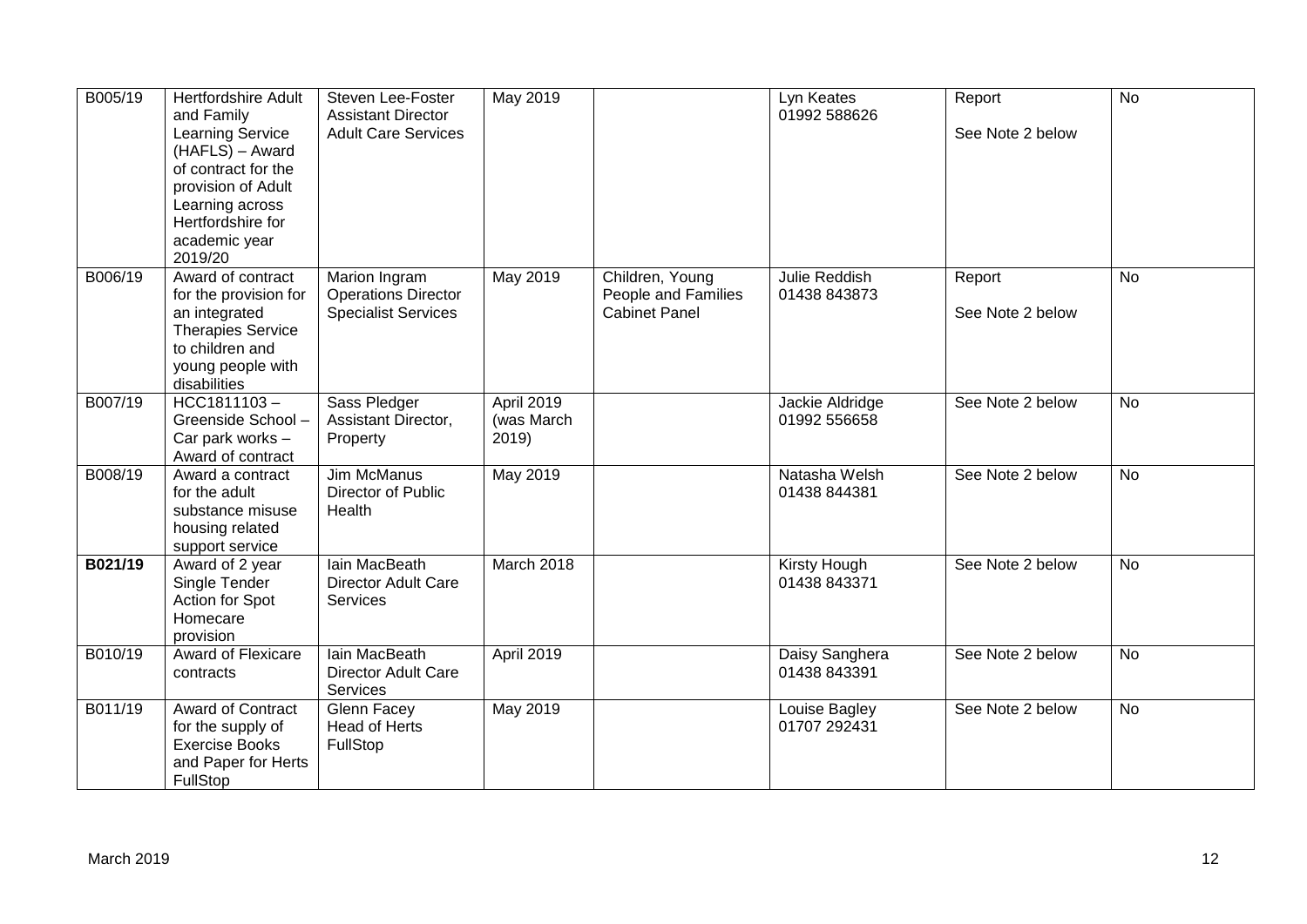| B005/19 | Hertfordshire Adult and Family Learning Service (HAFLS) – Award of contract for the provision of Adult Learning across Hertfordshire for academic year 2019/20 | Steven Lee-Foster Assistant Director Adult Care Services | May 2019 | | Lyn Keates 01992 588626 | Report<br><br>See Note 2 below | No |
|---|---|---|---|---|---|---|---|
| B006/19 | Award of contract for the provision for an integrated Therapies Service to children and young people with disabilities | Marion Ingram Operations Director Specialist Services | May 2019 | Children, Young People and Families Cabinet Panel | Julie Reddish 01438 843873 | Report<br><br>See Note 2 below | No |
| B007/19 | HCC1811103 – Greenside School – Car park works – Award of contract | Sass Pledger Assistant Director, Property | April 2019 (was March 2019) | | Jackie Aldridge 01992 556658 | See Note 2 below | No |
| B008/19 | Award a contract for the adult substance misuse housing related support service | Jim McManus Director of Public Health | May 2019 | | Natasha Welsh 01438 844381 | See Note 2 below | No |
| **B021/19** | Award of 2 year Single Tender Action for Spot Homecare provision | Iain MacBeath Director Adult Care Services | March 2018 | | Kirsty Hough 01438 843371 | See Note 2 below | No |
| B010/19 | Award of Flexicare contracts | Iain MacBeath Director Adult Care Services | April 2019 | | Daisy Sanghera 01438 843391 | See Note 2 below | No |
| B011/19 | Award of Contract for the supply of Exercise Books and Paper for Herts FullStop | Glenn Facey Head of Herts FullStop | May 2019 | | Louise Bagley 01707 292431 | See Note 2 below | No |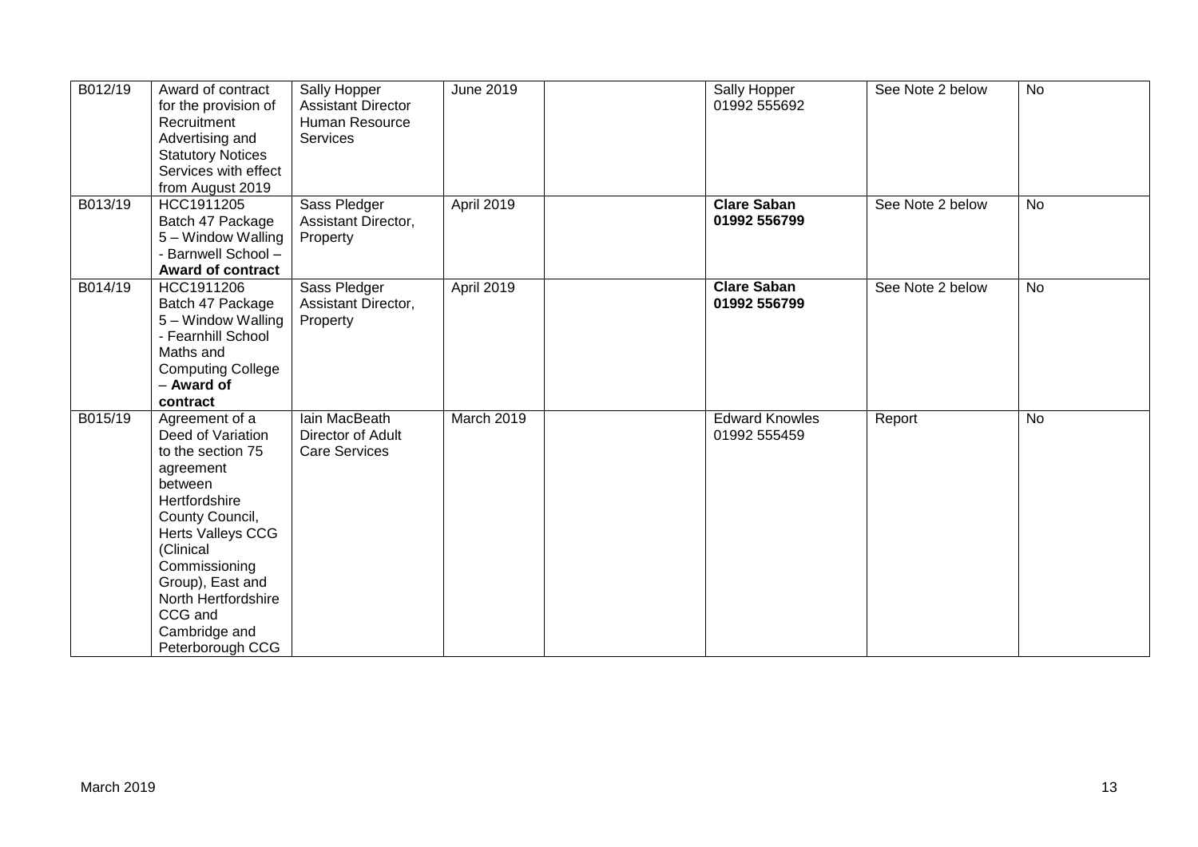| B012/19 | Award of contract for the provision of Recruitment Advertising and Statutory Notices Services with effect from August 2019 | Sally Hopper Assistant Director Human Resource Services | June 2019 | | Sally Hopper 01992 555692 | See Note 2 below | No |
|---|---|---|---|---|---|---|---|
| B013/19 | HCC1911205 Batch 47 Package 5 – Window Walling - Barnwell School – **Award of contract** | Sass Pledger Assistant Director, Property | April 2019 | | **Clare Saban 01992 556799** | See Note 2 below | No |
| B014/19 | HCC1911206 Batch 47 Package 5 – Window Walling - Fearnhill School Maths and Computing College – **Award of contract** | Sass Pledger Assistant Director, Property | April 2019 | | **Clare Saban 01992 556799** | See Note 2 below | No |
| B015/19 | Agreement of a Deed of Variation to the section 75 agreement between Hertfordshire County Council, Herts Valleys CCG (Clinical Commissioning Group), East and North Hertfordshire CCG and Cambridge and Peterborough CCG | Iain MacBeath Director of Adult Care Services | March 2019 | | Edward Knowles 01992 555459 | Report | No |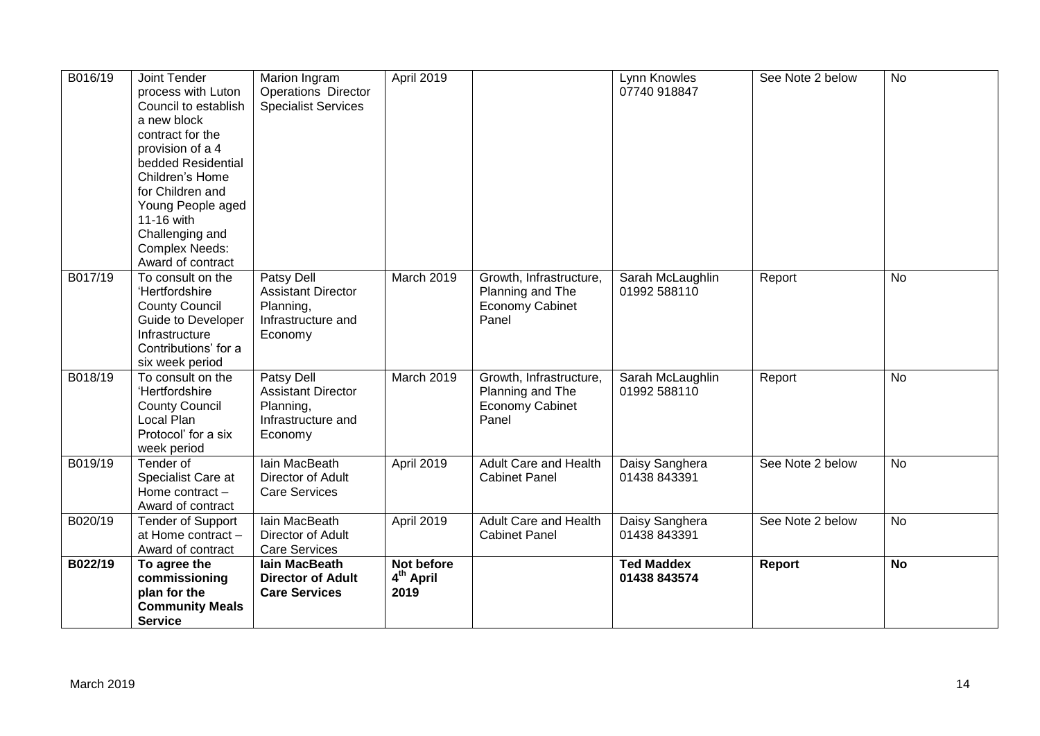| | | | | | | | |
|---|---|---|---|---|---|---|---|
| B016/19 | Joint Tender process with Luton Council to establish a new block contract for the provision of a 4 bedded Residential Children's Home for Children and Young People aged 11-16 with Challenging and Complex Needs: Award of contract | Marion Ingram Operations Director Specialist Services | April 2019 | | Lynn Knowles 07740 918847 | See Note 2 below | No |
| B017/19 | To consult on the 'Hertfordshire County Council Guide to Developer Infrastructure Contributions' for a six week period | Patsy Dell Assistant Director Planning, Infrastructure and Economy | March 2019 | Growth, Infrastructure, Planning and The Economy Cabinet Panel | Sarah McLaughlin 01992 588110 | Report | No |
| B018/19 | To consult on the 'Hertfordshire County Council Local Plan Protocol' for a six week period | Patsy Dell Assistant Director Planning, Infrastructure and Economy | March 2019 | Growth, Infrastructure, Planning and The Economy Cabinet Panel | Sarah McLaughlin 01992 588110 | Report | No |
| B019/19 | Tender of Specialist Care at Home contract – Award of contract | Iain MacBeath Director of Adult Care Services | April 2019 | Adult Care and Health Cabinet Panel | Daisy Sanghera 01438 843391 | See Note 2 below | No |
| B020/19 | Tender of Support at Home contract – Award of contract | Iain MacBeath Director of Adult Care Services | April 2019 | Adult Care and Health Cabinet Panel | Daisy Sanghera 01438 843391 | See Note 2 below | No |
| **B022/19** | **To agree the commissioning plan for the Community Meals Service** | **Iain MacBeath Director of Adult Care Services** | **Not before 4th April 2019** | | **Ted Maddex 01438 843574** | **Report** | **No** |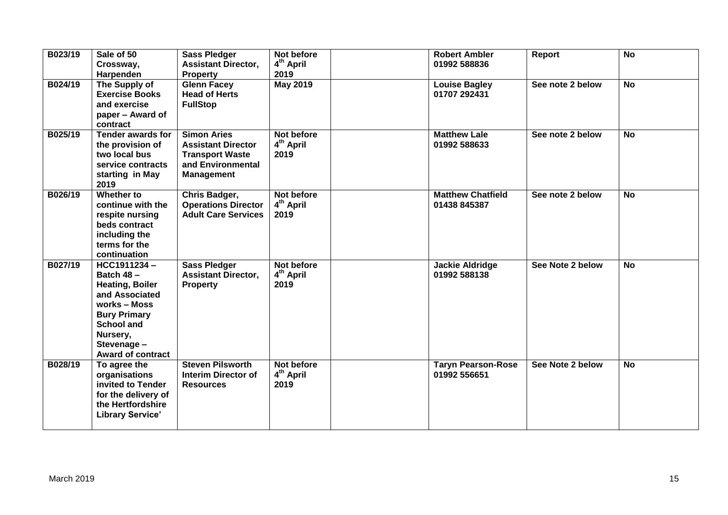| B023/19 | Sale of 50 Crossway, Harpenden | Sass Pledger Assistant Director, Property | Not before 4th April 2019 | | Robert Ambler 01992 588836 | Report | No |
|---|---|---|---|---|---|---|---|
| B024/19 | The Supply of Exercise Books and exercise paper – Award of contract | Glenn Facey Head of Herts FullStop | May 2019 | | Louise Bagley 01707 292431 | See note 2 below | No |
| B025/19 | Tender awards for the provision of two local bus service contracts starting in May 2019 | Simon Aries Assistant Director Transport Waste and Environmental Management | Not before 4th April 2019 | | Matthew Lale 01992 588633 | See note 2 below | No |
| B026/19 | Whether to continue with the respite nursing beds contract including the terms for the continuation | Chris Badger, Operations Director Adult Care Services | Not before 4th April 2019 | | Matthew Chatfield 01438 845387 | See note 2 below | No |
| B027/19 | HCC1911234 – Batch 48 – Heating, Boiler and Associated works – Moss Bury Primary School and Nursery, Stevenage – Award of contract | Sass Pledger Assistant Director, Property | Not before 4th April 2019 | | Jackie Aldridge 01992 588138 | See Note 2 below | No |
| B028/19 | To agree the organisations invited to Tender for the delivery of the Hertfordshire Library Service' | Steven Pilsworth Interim Director of Resources | Not before 4th April 2019 | | Taryn Pearson-Rose 01992 556651 | See Note 2 below | No |

March 2019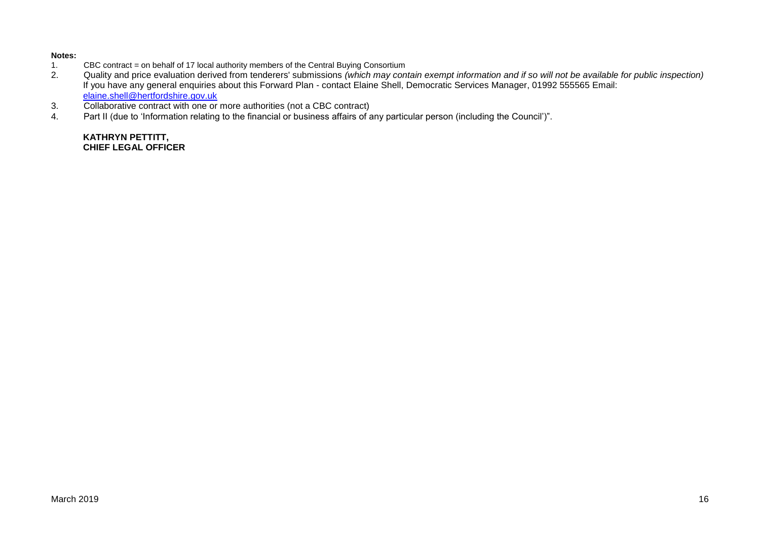**Notes:**

1. CBC contract = on behalf of 17 local authority members of the Central Buying Consortium
2. Quality and price evaluation derived from tenderers' submissions *(which may contain exempt information and if so will not be available for public inspection)*
   If you have any general enquiries about this Forward Plan - contact Elaine Shell, Democratic Services Manager, 01992 555565 Email: elaine.shell@hertfordshire.gov.uk
3. Collaborative contract with one or more authorities (not a CBC contract)
4. Part II (due to 'Information relating to the financial or business affairs of any particular person (including the Council')".

**KATHRYN PETTITT,**
**CHIEF LEGAL OFFICER**

March 2019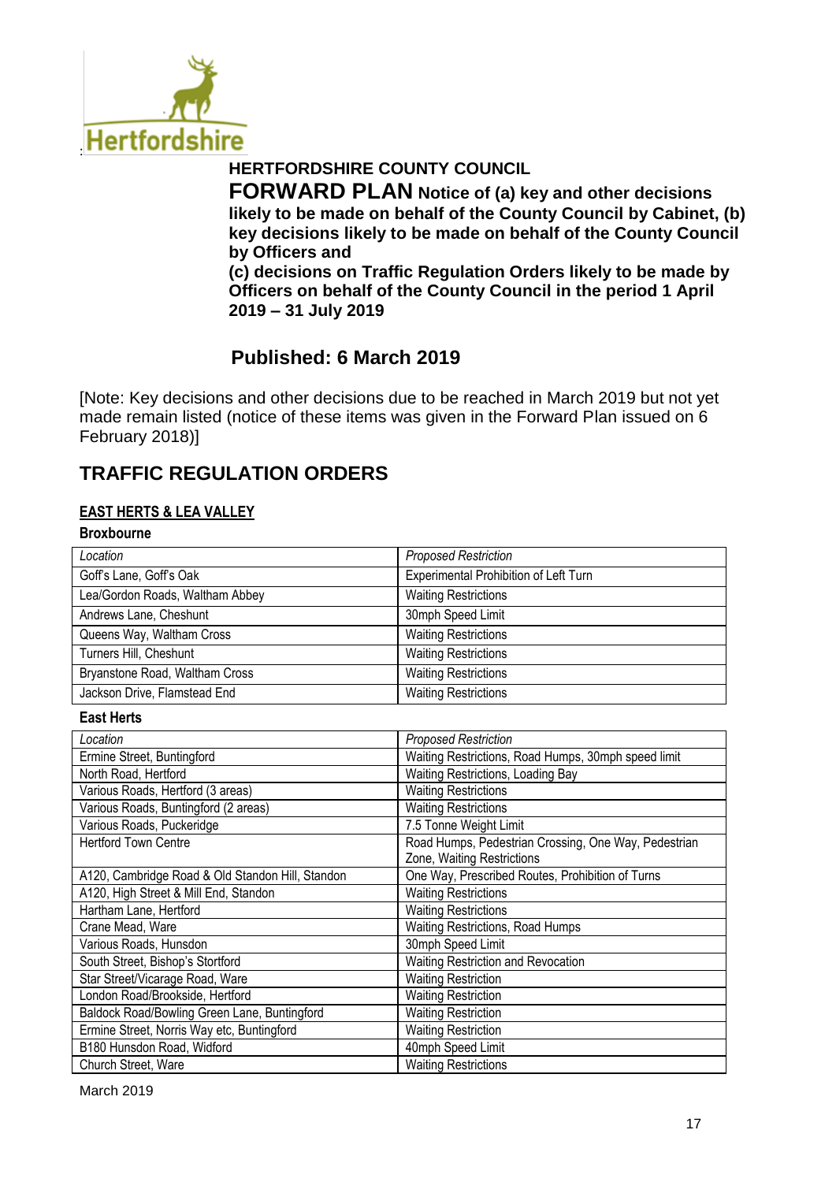**HERTFORDSHIRE COUNTY COUNCIL**

# FORWARD PLAN

**Notice of (a) key and other decisions likely to be made on behalf of the County Council by Cabinet, (b) key decisions likely to be made on behalf of the County Council by Officers and**
**(c) decisions on Traffic Regulation Orders likely to be made by Officers on behalf of the County Council in the period 1 April 2019 – 31 July 2019**

## Published: 6 March 2019

[Note: Key decisions and other decisions due to be reached in March 2019 but not yet made remain listed (notice of these items was given in the Forward Plan issued on 6 February 2018)]

## TRAFFIC REGULATION ORDERS

### EAST HERTS & LEA VALLEY

**Broxbourne**

| *Location* | *Proposed Restriction* |
|---|---|
| Goff's Lane, Goff's Oak | Experimental Prohibition of Left Turn |
| Lea/Gordon Roads, Waltham Abbey | Waiting Restrictions |
| Andrews Lane, Cheshunt | 30mph Speed Limit |
| Queens Way, Waltham Cross | Waiting Restrictions |
| Turners Hill, Cheshunt | Waiting Restrictions |
| Bryanstone Road, Waltham Cross | Waiting Restrictions |
| Jackson Drive, Flamstead End | Waiting Restrictions |

**East Herts**

| *Location* | *Proposed Restriction* |
|---|---|
| Ermine Street, Buntingford | Waiting Restrictions, Road Humps, 30mph speed limit |
| North Road, Hertford | Waiting Restrictions, Loading Bay |
| Various Roads, Hertford (3 areas) | Waiting Restrictions |
| Various Roads, Buntingford (2 areas) | Waiting Restrictions |
| Various Roads, Puckeridge | 7.5 Tonne Weight Limit |
| Hertford Town Centre | Road Humps, Pedestrian Crossing, One Way, Pedestrian Zone, Waiting Restrictions |
| A120, Cambridge Road & Old Standon Hill, Standon | One Way, Prescribed Routes, Prohibition of Turns |
| A120, High Street & Mill End, Standon | Waiting Restrictions |
| Hartham Lane, Hertford | Waiting Restrictions |
| Crane Mead, Ware | Waiting Restrictions, Road Humps |
| Various Roads, Hunsdon | 30mph Speed Limit |
| South Street, Bishop's Stortford | Waiting Restriction and Revocation |
| Star Street/Vicarage Road, Ware | Waiting Restriction |
| London Road/Brookside, Hertford | Waiting Restriction |
| Baldock Road/Bowling Green Lane, Buntingford | Waiting Restriction |
| Ermine Street, Norris Way etc, Buntingford | Waiting Restriction |
| B180 Hunsdon Road, Widford | 40mph Speed Limit |
| Church Street, Ware | Waiting Restrictions |

March 2019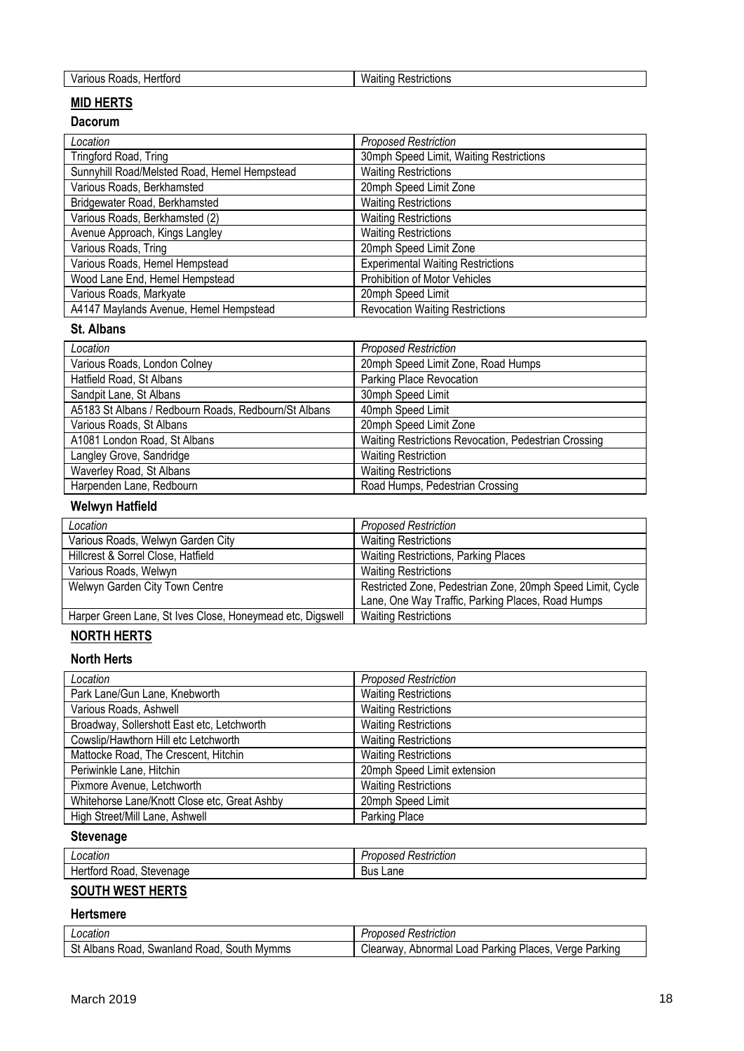| Various Roads, Hertford | Waiting Restrictions |
|---|---|

## MID HERTS

### Dacorum

| *Location* | *Proposed Restriction* |
|---|---|
| Tringford Road, Tring | 30mph Speed Limit, Waiting Restrictions |
| Sunnyhill Road/Melsted Road, Hemel Hempstead | Waiting Restrictions |
| Various Roads, Berkhamsted | 20mph Speed Limit Zone |
| Bridgewater Road, Berkhamsted | Waiting Restrictions |
| Various Roads, Berkhamsted (2) | Waiting Restrictions |
| Avenue Approach, Kings Langley | Waiting Restrictions |
| Various Roads, Tring | 20mph Speed Limit Zone |
| Various Roads, Hemel Hempstead | Experimental Waiting Restrictions |
| Wood Lane End, Hemel Hempstead | Prohibition of Motor Vehicles |
| Various Roads, Markyate | 20mph Speed Limit |
| A4147 Maylands Avenue, Hemel Hempstead | Revocation Waiting Restrictions |

### St. Albans

| *Location* | *Proposed Restriction* |
|---|---|
| Various Roads, London Colney | 20mph Speed Limit Zone, Road Humps |
| Hatfield Road, St Albans | Parking Place Revocation |
| Sandpit Lane, St Albans | 30mph Speed Limit |
| A5183 St Albans / Redbourn Roads, Redbourn/St Albans | 40mph Speed Limit |
| Various Roads, St Albans | 20mph Speed Limit Zone |
| A1081 London Road, St Albans | Waiting Restrictions Revocation, Pedestrian Crossing |
| Langley Grove, Sandridge | Waiting Restriction |
| Waverley Road, St Albans | Waiting Restrictions |
| Harpenden Lane, Redbourn | Road Humps, Pedestrian Crossing |

### Welwyn Hatfield

| *Location* | *Proposed Restriction* |
|---|---|
| Various Roads, Welwyn Garden City | Waiting Restrictions |
| Hillcrest & Sorrel Close, Hatfield | Waiting Restrictions, Parking Places |
| Various Roads, Welwyn | Waiting Restrictions |
| Welwyn Garden City Town Centre | Restricted Zone, Pedestrian Zone, 20mph Speed Limit, Cycle Lane, One Way Traffic, Parking Places, Road Humps |
| Harper Green Lane, St Ives Close, Honeymead etc, Digswell | Waiting Restrictions |

## NORTH HERTS

### North Herts

| *Location* | *Proposed Restriction* |
|---|---|
| Park Lane/Gun Lane, Knebworth | Waiting Restrictions |
| Various Roads, Ashwell | Waiting Restrictions |
| Broadway, Sollershott East etc, Letchworth | Waiting Restrictions |
| Cowslip/Hawthorn Hill etc Letchworth | Waiting Restrictions |
| Mattocke Road, The Crescent, Hitchin | Waiting Restrictions |
| Periwinkle Lane, Hitchin | 20mph Speed Limit extension |
| Pixmore Avenue, Letchworth | Waiting Restrictions |
| Whitehorse Lane/Knott Close etc, Great Ashby | 20mph Speed Limit |
| High Street/Mill Lane, Ashwell | Parking Place |

### Stevenage

| *Location* | *Proposed Restriction* |
|---|---|
| Hertford Road, Stevenage | Bus Lane |

## SOUTH WEST HERTS

### Hertsmere

| *Location* | *Proposed Restriction* |
|---|---|
| St Albans Road, Swanland Road, South Mymms | Clearway, Abnormal Load Parking Places, Verge Parking |

March 2019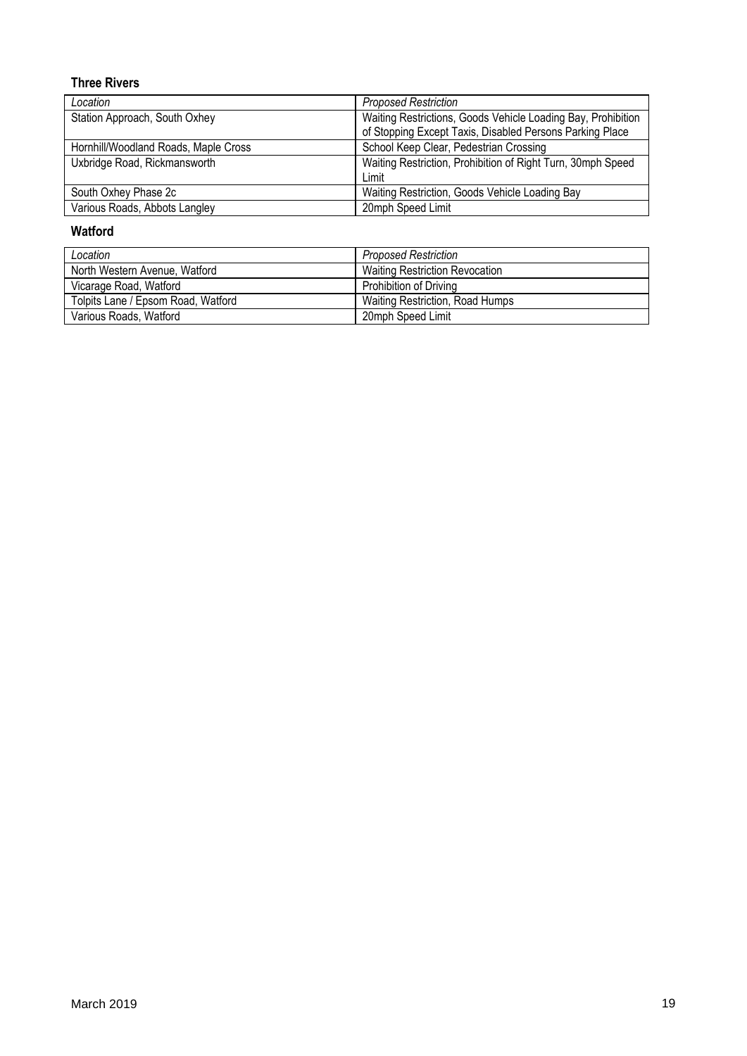**Three Rivers**

| *Location* | *Proposed Restriction* |
|---|---|
| Station Approach, South Oxhey | Waiting Restrictions, Goods Vehicle Loading Bay, Prohibition of Stopping Except Taxis, Disabled Persons Parking Place |
| Hornhill/Woodland Roads, Maple Cross | School Keep Clear, Pedestrian Crossing |
| Uxbridge Road, Rickmansworth | Waiting Restriction, Prohibition of Right Turn, 30mph Speed Limit |
| South Oxhey Phase 2c | Waiting Restriction, Goods Vehicle Loading Bay |
| Various Roads, Abbots Langley | 20mph Speed Limit |

**Watford**

| *Location* | *Proposed Restriction* |
|---|---|
| North Western Avenue, Watford | Waiting Restriction Revocation |
| Vicarage Road, Watford | Prohibition of Driving |
| Tolpits Lane / Epsom Road, Watford | Waiting Restriction, Road Humps |
| Various Roads, Watford | 20mph Speed Limit |

March 2019